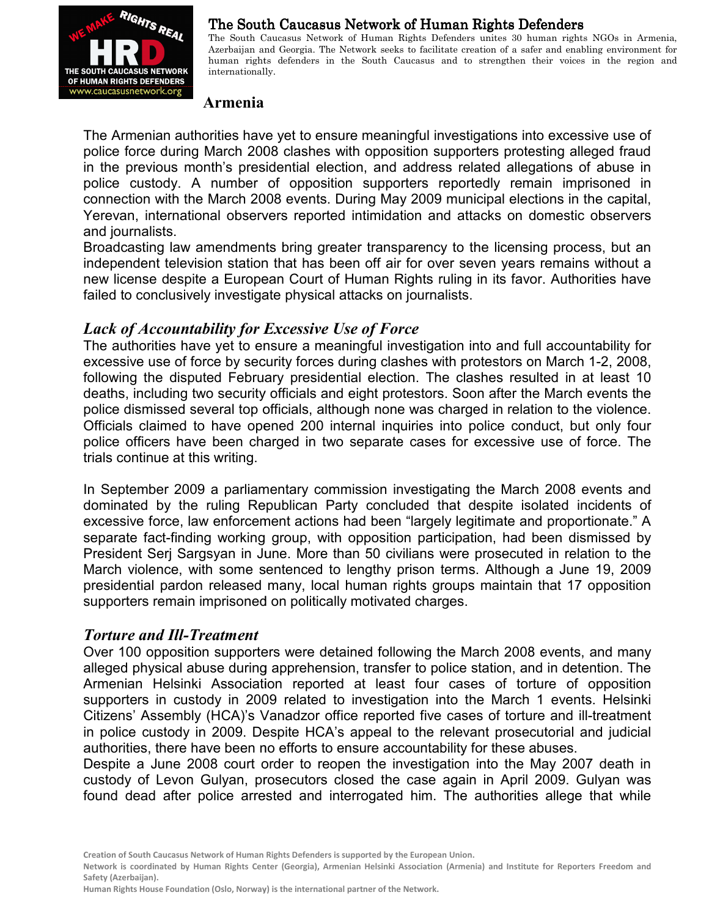# The South Caucasus Network of Human Rights Defenders

The South Caucasus Network of Human Rights Defenders unites 30 human rights NGOs in Armenia, Azerbaijan and Georgia. The Network seeks to facilitate creation of a safer and enabling environment for human rights defenders in the South Caucasus and to strengthen their voices in the region and internationally.

## Armenia

The Armenian authorities have yet to ensure meaningful investigations into excessive use of police force during March 2008 clashes with opposition supporters protesting alleged fraud in the previous month's presidential election, and address related allegations of abuse in police custody. A number of opposition supporters reportedly remain imprisoned in connection with the March 2008 events. During May 2009 municipal elections in the capital, Yerevan, international observers reported intimidation and attacks on domestic observers and journalists.

Broadcasting law amendments bring greater transparency to the licensing process, but an independent television station that has been off air for over seven years remains without a new license despite a European Court of Human Rights ruling in its favor. Authorities have failed to conclusively investigate physical attacks on journalists.

### *Lack of Accountability for Excessive Use of Force*

The authorities have yet to ensure a meaningful investigation into and full accountability for excessive use of force by security forces during clashes with protestors on March 1-2, 2008, following the disputed February presidential election. The clashes resulted in at least 10 deaths, including two security officials and eight protestors. Soon after the March events the police dismissed several top officials, although none was charged in relation to the violence. Officials claimed to have opened 200 internal inquiries into police conduct, but only four police officers have been charged in two separate cases for excessive use of force. The trials continue at this writing.

In September 2009 a parliamentary commission investigating the March 2008 events and dominated by the ruling Republican Party concluded that despite isolated incidents of excessive force, law enforcement actions had been "largely legitimate and proportionate." A separate fact-finding working group, with opposition participation, had been dismissed by President Serj Sargsyan in June. More than 50 civilians were prosecuted in relation to the March violence, with some sentenced to lengthy prison terms. Although a June 19, 2009 presidential pardon released many, local human rights groups maintain that 17 opposition supporters remain imprisoned on politically motivated charges.

### *Torture and Ill-Treatment*

Over 100 opposition supporters were detained following the March 2008 events, and many alleged physical abuse during apprehension, transfer to police station, and in detention. The Armenian Helsinki Association reported at least four cases of torture of opposition supporters in custody in 2009 related to investigation into the March 1 events. Helsinki Citizens' Assembly (HCA)'s Vanadzor office reported five cases of torture and ill-treatment in police custody in 2009. Despite HCA's appeal to the relevant prosecutorial and judicial authorities, there have been no efforts to ensure accountability for these abuses.

Despite a June 2008 court order to reopen the investigation into the May 2007 death in custody of Levon Gulyan, prosecutors closed the case again in April 2009. Gulyan was found dead after police arrested and interrogated him. The authorities allege that while

Creation of South Caucasus Network of Human Rights Defenders is supported by the European Union.
Network is coordinated by Human Rights Center (Georgia), Armenian Helsinki Association (Armenia) and Institute for Reporters Freedom and Safety (Azerbaijan).
Human Rights House Foundation (Oslo, Norway) is the international partner of the Network.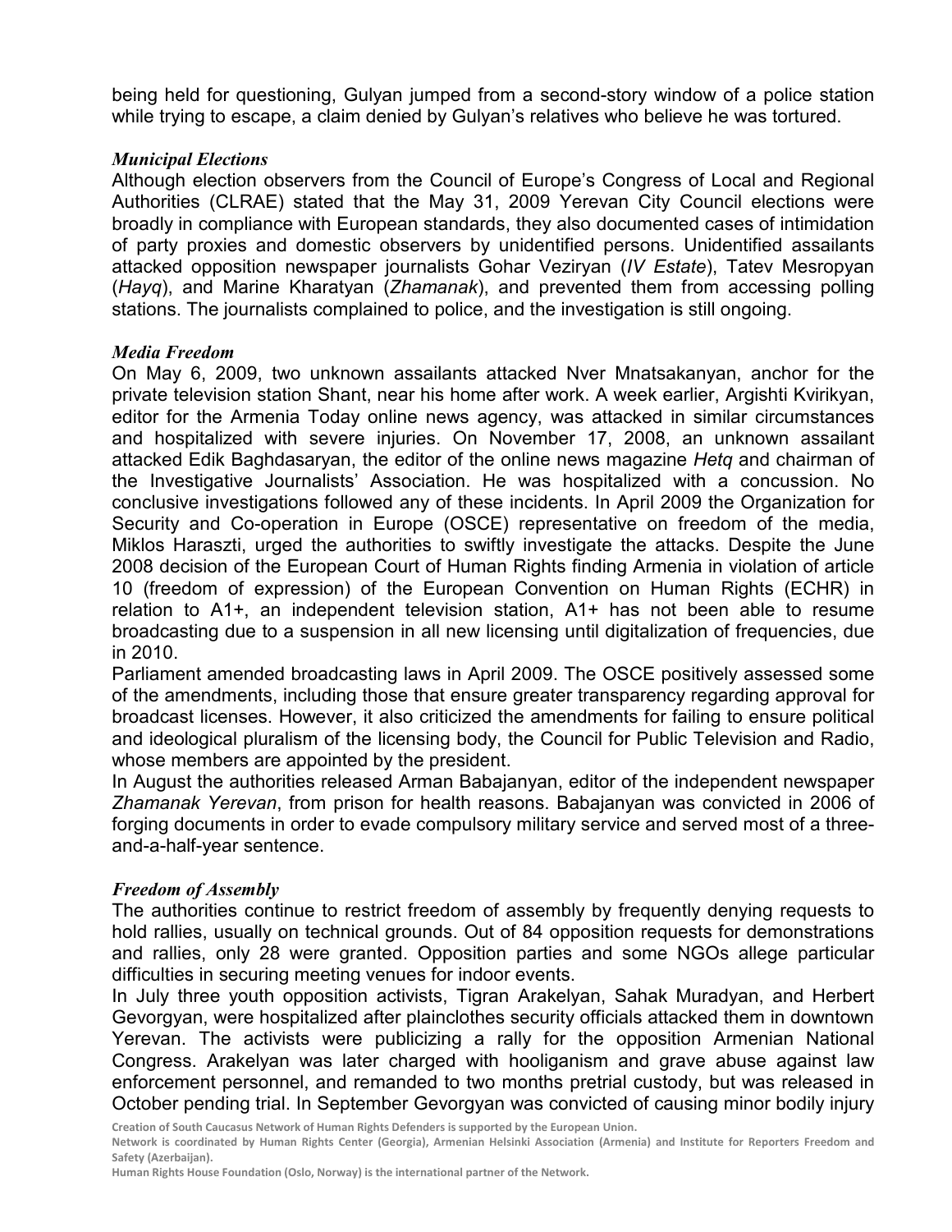being held for questioning, Gulyan jumped from a second-story window of a police station while trying to escape, a claim denied by Gulyan's relatives who believe he was tortured.

### *Municipal Elections*

Although election observers from the Council of Europe's Congress of Local and Regional Authorities (CLRAE) stated that the May 31, 2009 Yerevan City Council elections were broadly in compliance with European standards, they also documented cases of intimidation of party proxies and domestic observers by unidentified persons. Unidentified assailants attacked opposition newspaper journalists Gohar Veziryan (*IV Estate*), Tatev Mesropyan (*Hayq*), and Marine Kharatyan (*Zhamanak*), and prevented them from accessing polling stations. The journalists complained to police, and the investigation is still ongoing.

### *Media Freedom*

On May 6, 2009, two unknown assailants attacked Nver Mnatsakanyan, anchor for the private television station Shant, near his home after work. A week earlier, Argishti Kvirikyan, editor for the Armenia Today online news agency, was attacked in similar circumstances and hospitalized with severe injuries. On November 17, 2008, an unknown assailant attacked Edik Baghdasaryan, the editor of the online news magazine *Hetq* and chairman of the Investigative Journalists' Association. He was hospitalized with a concussion. No conclusive investigations followed any of these incidents. In April 2009 the Organization for Security and Co-operation in Europe (OSCE) representative on freedom of the media, Miklos Haraszti, urged the authorities to swiftly investigate the attacks. Despite the June 2008 decision of the European Court of Human Rights finding Armenia in violation of article 10 (freedom of expression) of the European Convention on Human Rights (ECHR) in relation to A1+, an independent television station, A1+ has not been able to resume broadcasting due to a suspension in all new licensing until digitalization of frequencies, due in 2010.

Parliament amended broadcasting laws in April 2009. The OSCE positively assessed some of the amendments, including those that ensure greater transparency regarding approval for broadcast licenses. However, it also criticized the amendments for failing to ensure political and ideological pluralism of the licensing body, the Council for Public Television and Radio, whose members are appointed by the president.

In August the authorities released Arman Babajanyan, editor of the independent newspaper *Zhamanak Yerevan*, from prison for health reasons. Babajanyan was convicted in 2006 of forging documents in order to evade compulsory military service and served most of a three-and-a-half-year sentence.

### *Freedom of Assembly*

The authorities continue to restrict freedom of assembly by frequently denying requests to hold rallies, usually on technical grounds. Out of 84 opposition requests for demonstrations and rallies, only 28 were granted. Opposition parties and some NGOs allege particular difficulties in securing meeting venues for indoor events.

In July three youth opposition activists, Tigran Arakelyan, Sahak Muradyan, and Herbert Gevorgyan, were hospitalized after plainclothes security officials attacked them in downtown Yerevan. The activists were publicizing a rally for the opposition Armenian National Congress. Arakelyan was later charged with hooliganism and grave abuse against law enforcement personnel, and remanded to two months pretrial custody, but was released in October pending trial. In September Gevorgyan was convicted of causing minor bodily injury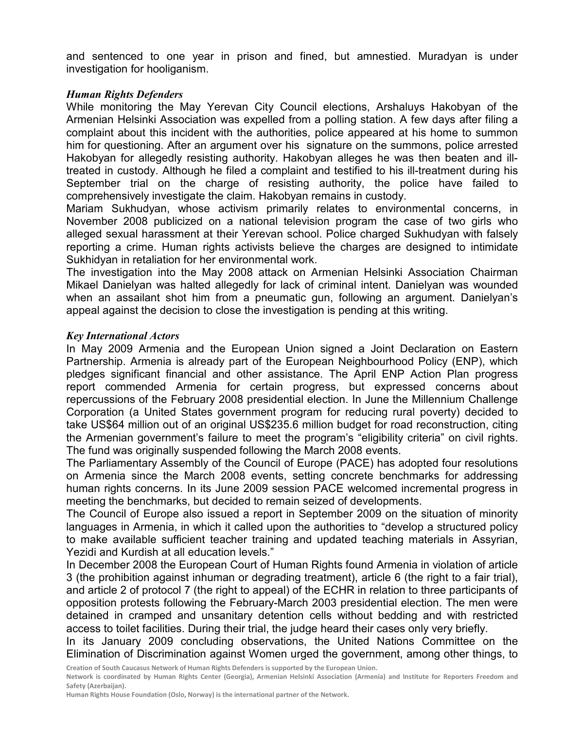and sentenced to one year in prison and fined, but amnestied. Muradyan is under investigation for hooliganism.

### *Human Rights Defenders*

While monitoring the May Yerevan City Council elections, Arshaluys Hakobyan of the Armenian Helsinki Association was expelled from a polling station. A few days after filing a complaint about this incident with the authorities, police appeared at his home to summon him for questioning. After an argument over his signature on the summons, police arrested Hakobyan for allegedly resisting authority. Hakobyan alleges he was then beaten and ill-treated in custody. Although he filed a complaint and testified to his ill-treatment during his September trial on the charge of resisting authority, the police have failed to comprehensively investigate the claim. Hakobyan remains in custody.

Mariam Sukhudyan, whose activism primarily relates to environmental concerns, in November 2008 publicized on a national television program the case of two girls who alleged sexual harassment at their Yerevan school. Police charged Sukhudyan with falsely reporting a crime. Human rights activists believe the charges are designed to intimidate Sukhidyan in retaliation for her environmental work.

The investigation into the May 2008 attack on Armenian Helsinki Association Chairman Mikael Danielyan was halted allegedly for lack of criminal intent. Danielyan was wounded when an assailant shot him from a pneumatic gun, following an argument. Danielyan's appeal against the decision to close the investigation is pending at this writing.

### *Key International Actors*

In May 2009 Armenia and the European Union signed a Joint Declaration on Eastern Partnership. Armenia is already part of the European Neighbourhood Policy (ENP), which pledges significant financial and other assistance. The April ENP Action Plan progress report commended Armenia for certain progress, but expressed concerns about repercussions of the February 2008 presidential election. In June the Millennium Challenge Corporation (a United States government program for reducing rural poverty) decided to take US$64 million out of an original US$235.6 million budget for road reconstruction, citing the Armenian government's failure to meet the program's "eligibility criteria" on civil rights. The fund was originally suspended following the March 2008 events.

The Parliamentary Assembly of the Council of Europe (PACE) has adopted four resolutions on Armenia since the March 2008 events, setting concrete benchmarks for addressing human rights concerns. In its June 2009 session PACE welcomed incremental progress in meeting the benchmarks, but decided to remain seized of developments.

The Council of Europe also issued a report in September 2009 on the situation of minority languages in Armenia, in which it called upon the authorities to "develop a structured policy to make available sufficient teacher training and updated teaching materials in Assyrian, Yezidi and Kurdish at all education levels."

In December 2008 the European Court of Human Rights found Armenia in violation of article 3 (the prohibition against inhuman or degrading treatment), article 6 (the right to a fair trial), and article 2 of protocol 7 (the right to appeal) of the ECHR in relation to three participants of opposition protests following the February-March 2003 presidential election. The men were detained in cramped and unsanitary detention cells without bedding and with restricted access to toilet facilities. During their trial, the judge heard their cases only very briefly.

In its January 2009 concluding observations, the United Nations Committee on the Elimination of Discrimination against Women urged the government, among other things, to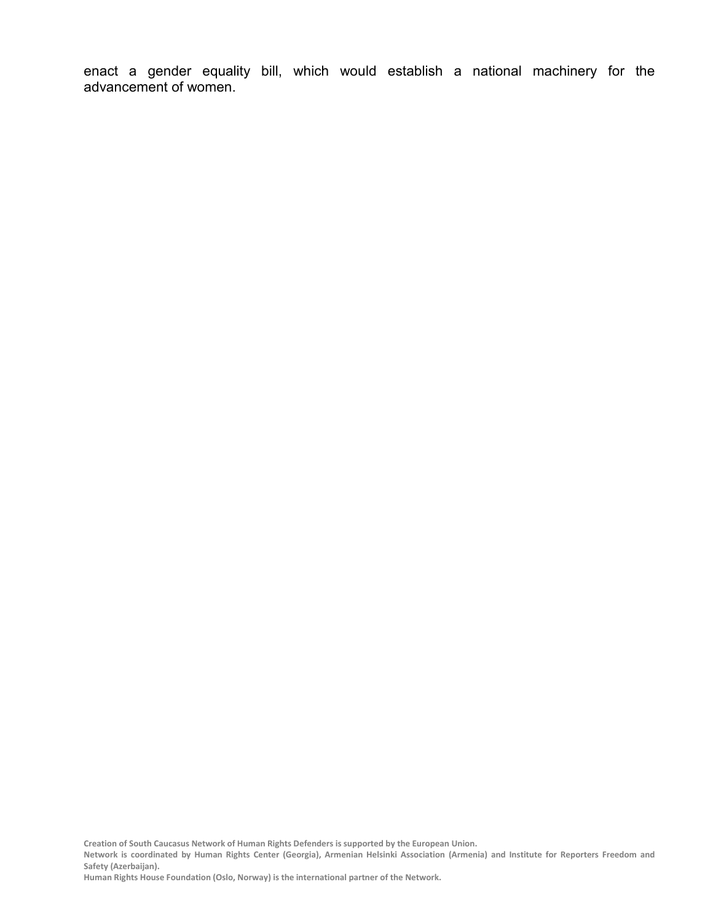enact a gender equality bill, which would establish a national machinery for the advancement of women.